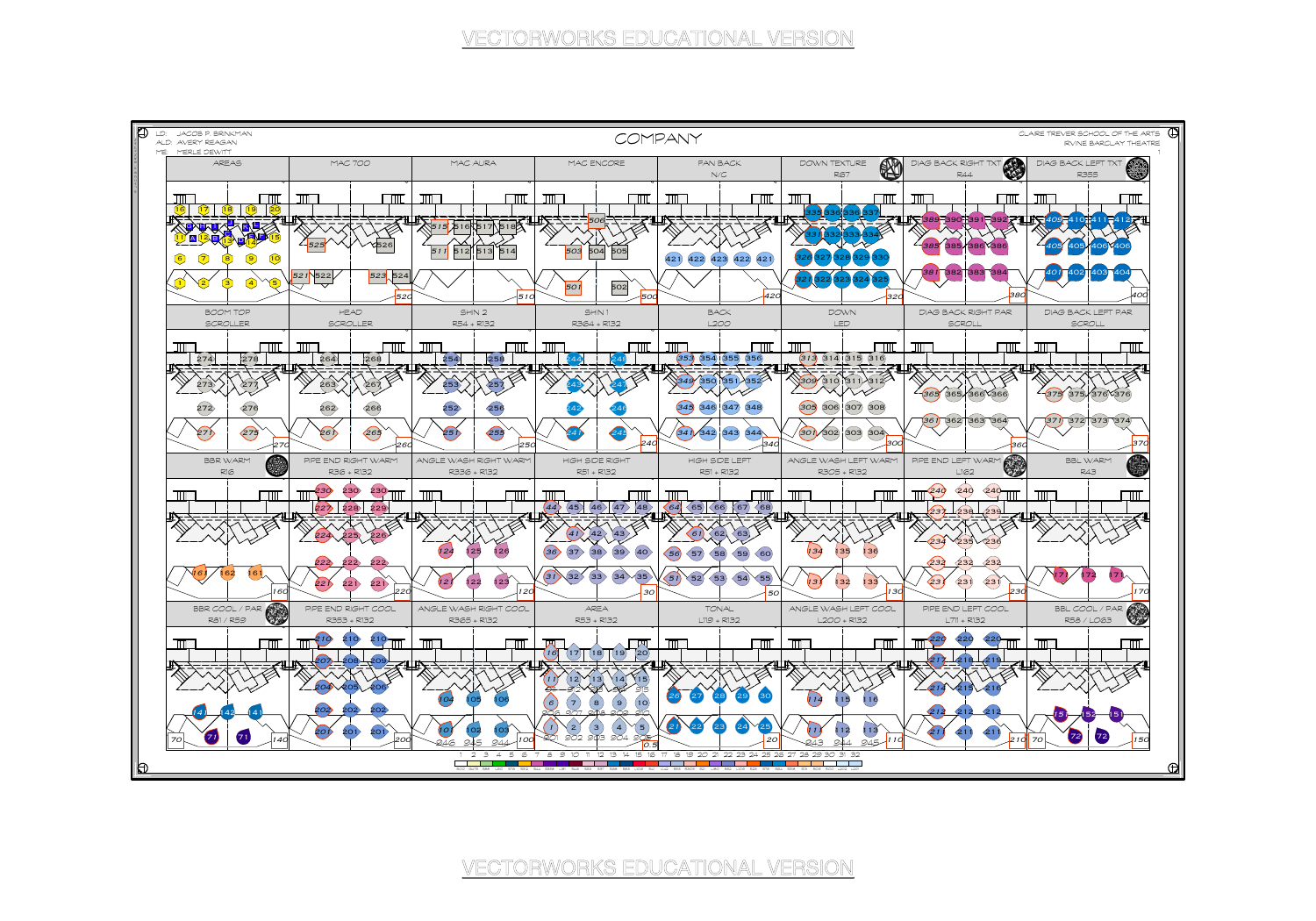VECTORWORKS EDUCATIONAL VERSION

LD: JACOB P. BRINKMAN
ALD: AVERY REAGAN
ME: MERLE DEWITT

# COMPANY

CLARE TREVER SCHOOL OF THE ARTS
IRVINE BARCLAY THEATRE

| | | | | | | | |
|---|---|---|---|---|---|---|---|
| AREAS | MAC 700 | MAC AURA | MAC ENCORE | FAN BACK N/C | DOWN TEXTURE R67 | DIAG BACK RIGHT TXT R44 | DIAG BACK LEFT TXT R355 |
| BOOM TOP SCROLLER | HEAD SCROLLER | SHIN 2 R54 + R132 | SHIN 1 R364 + R132 | BACK L200 | DOWN LED | DIAG BACK RIGHT PAR SCROLL | DIAG BACK LEFT PAR SCROLL |
| BBR WARM R16 | PIPE END RIGHT WARM R36 + R132 | ANGLE WASH RIGHT WARM R336 + R132 | HIGH SIDE RIGHT R51 + R132 | HIGH SIDE LEFT R51 + R132 | ANGLE WASH LEFT WARM R305 + R132 | PIPE END LEFT WARM L162 | BBL WARM R43 |
| BBR COOL / PAR R61 / R59 | PIPE END RIGHT COOL R353 + R132 | ANGLE WASH RIGHT COOL R365 + R132 | AREA R53 + R132 | TONAL L119 + R132 | ANGLE WASH LEFT COOL L200 + R132 | PIPE END LEFT COOL L711 + R132 | BBL COOL / PAR R58 / L063 |

1 2 3 4 5 6 7 8 9 10 11 12 13 14 15 16 17 18 19 20 21 22 23 24 25 26 27 28 29 30 31 32

VECTORWORKS EDUCATIONAL VERSION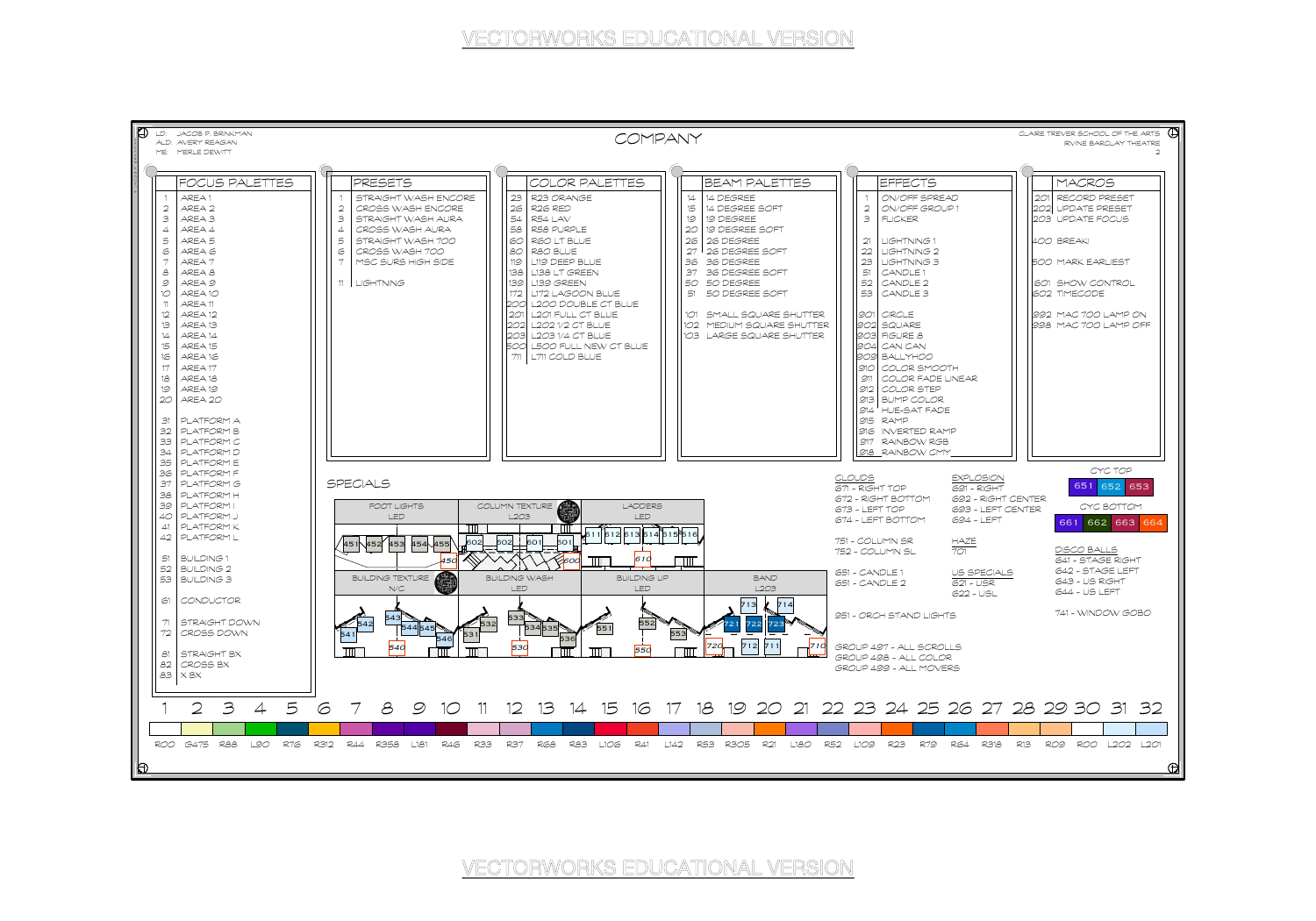LD: JACOB P. BRINKMAN
ALD: AVERY REAGAN
ME: MERLE DEWITT

# COMPANY

CLAIRE TREVER SCHOOL OF THE ARTS
IRVINE BARCLAY THEATRE

## FOCUS PALETTES

| # | Name |
|---|---|
| 1 | AREA 1 |
| 2 | AREA 2 |
| 3 | AREA 3 |
| 4 | AREA 4 |
| 5 | AREA 5 |
| 6 | AREA 6 |
| 7 | AREA 7 |
| 8 | AREA 8 |
| 9 | AREA 9 |
| 10 | AREA 10 |
| 11 | AREA 11 |
| 12 | AREA 12 |
| 13 | AREA 13 |
| 14 | AREA 14 |
| 15 | AREA 15 |
| 16 | AREA 16 |
| 17 | AREA 17 |
| 18 | AREA 18 |
| 19 | AREA 19 |
| 20 | AREA 20 |
| 31 | PLATFORM A |
| 32 | PLATFORM B |
| 33 | PLATFORM C |
| 34 | PLATFORM D |
| 35 | PLATFORM E |
| 36 | PLATFORM F |
| 37 | PLATFORM G |
| 38 | PLATFORM H |
| 39 | PLATFORM I |
| 40 | PLATFORM J |
| 41 | PLATFORM K |
| 42 | PLATFORM L |
| 51 | BUILDING 1 |
| 52 | BUILDING 2 |
| 53 | BUILDING 3 |
| 61 | CONDUCTOR |
| 71 | STRAIGHT DOWN |
| 72 | CROSS DOWN |
| 81 | STRAIGHT BX |
| 82 | CROSS BX |
| 83 | X BX |

## PRESETS

| # | Name |
|---|---|
| 1 | STRAIGHT WASH ENCORE |
| 2 | CROSS WASH ENCORE |
| 3 | STRAIGHT WASH AURA |
| 4 | CROSS WASH AURA |
| 5 | STRAIGHT WASH 700 |
| 6 | CROSS WASH 700 |
| 7 | MSC SURS HIGH SIDE |
| 11 | LIGHTNING |

## COLOR PALETTES

| # | Name |
|---|---|
| 23 | R23 ORANGE |
| 26 | R26 RED |
| 54 | R54 LAV |
| 58 | R58 PURPLE |
| 60 | R60 LT BLUE |
| 80 | R80 BLUE |
| 119 | L119 DEEP BLUE |
| 138 | L138 LT GREEN |
| 139 | L139 GREEN |
| 172 | L172 LAGOON BLUE |
| 200 | L200 DOUBLE CT BLUE |
| 201 | L201 FULL CT BLUE |
| 202 | L202 1/2 CT BLUE |
| 203 | L203 1/4 CT BLUE |
| 500 | L500 FULL NEW CT BLUE |
| 711 | L711 COLD BLUE |

## BEAM PALETTES

| # | Name |
|---|---|
| 14 | 14 DEGREE |
| 15 | 14 DEGREE SOFT |
| 19 | 19 DEGREE |
| 20 | 19 DEGREE SOFT |
| 26 | 26 DEGREE |
| 27 | 26 DEGREE SOFT |
| 36 | 36 DEGREE |
| 37 | 36 DEGREE SOFT |
| 50 | 50 DEGREE |
| 51 | 50 DEGREE SOFT |
| 101 | SMALL SQUARE SHUTTER |
| 102 | MEDIUM SQUARE SHUTTER |
| 103 | LARGE SQUARE SHUTTER |

## EFFECTS

| # | Name |
|---|---|
| 1 | ON/OFF SPREAD |
| 2 | ON/OFF GROUP 1 |
| 3 | FLICKER |
| 21 | LIGHTNING 1 |
| 22 | LIGHTNING 2 |
| 23 | LIGHTNING 3 |
| 51 | CANDLE 1 |
| 52 | CANDLE 2 |
| 53 | CANDLE 3 |
| 901 | CIRCLE |
| 902 | SQUARE |
| 903 | FIGURE 8 |
| 904 | CAN CAN |
| 909 | BALLYHOO |
| 910 | COLOR SMOOTH |
| 911 | COLOR FADE LINEAR |
| 912 | COLOR STEP |
| 913 | BUMP COLOR |
| 914 | HUE-SAT FADE |
| 915 | RAMP |
| 916 | INVERTED RAMP |
| 917 | RAINBOW RGB |
| 918 | RAINBOW CMY |

## MACROS

| # | Name |
|---|---|
| 201 | RECORD PRESET |
| 202 | UPDATE PRESET |
| 203 | UPDATE FOCUS |
| 400 | BREAK! |
| 500 | MARK EARLIEST |
| 601 | SHOW CONTROL |
| 602 | TIMECODE |
| 992 | MAC 700 LAMP ON |
| 998 | MAC 700 LAMP OFF |

## SPECIALS

- FOOT LIGHTS (LED): 451, 452, 453, 454, 455, 450
- COLUMN TEXTURE (L203): 602, 502, 601, 501, 600
- LADDERS (LED): 611, 612, 613, 614, 615, 616, 610
- BUILDING TEXTURE (N/C): 543, 542, 541, 544, 545, 546, 540
- BUILDING WASH (LED): 533, 532, 531, 534, 535, 536, 530
- BUILDING UP (LED): 551, 552, 553, 550
- BAND (L203): 713, 714, 721, 722, 723, 720, 712, 711, 710

**CLOUDS**
- 671 - RIGHT TOP
- 672 - RIGHT BOTTOM
- 673 - LEFT TOP
- 674 - LEFT BOTTOM

**EXPLOSION**
- 691 - RIGHT
- 692 - RIGHT CENTER
- 693 - LEFT CENTER
- 694 - LEFT

- 751 - COLUMN SR
- 752 - COLUMN SL

**HAZE**
- 701

- 651 - CANDLE 1
- 651 - CANDLE 2

**US SPECIALS**
- 621 - USR
- 622 - USL

951 - ORCH STAND LIGHTS

GROUP 497 - ALL SCROLLS
GROUP 498 - ALL COLOR
GROUP 499 - ALL MOVERS

**CYC TOP**: 651, 652, 653

**CYC BOTTOM**: 661, 662, 663, 664

**DISCO BALLS**
- 641 - STAGE RIGHT
- 642 - STAGE LEFT
- 643 - US RIGHT
- 644 - US LEFT

741 - WINDOW GOBO

## COLOR SCROLL

| 1 | 2 | 3 | 4 | 5 | 6 | 7 | 8 | 9 | 10 | 11 | 12 | 13 | 14 | 15 | 16 | 17 | 18 | 19 | 20 | 21 | 22 | 23 | 24 | 25 | 26 | 27 | 28 | 29 | 30 | 31 | 32 |
|---|---|---|---|---|---|---|---|---|---|---|---|---|---|---|---|---|---|---|---|---|---|---|---|---|---|---|---|---|---|---|---|
| R00 | G475 | R88 | L90 | R76 | R312 | R44 | R358 | L181 | R46 | R33 | R37 | R68 | R83 | L106 | R41 | L142 | R53 | R305 | R21 | L180 | R52 | L109 | R23 | R79 | R64 | R318 | R13 | R09 | R00 | L202 | L201 |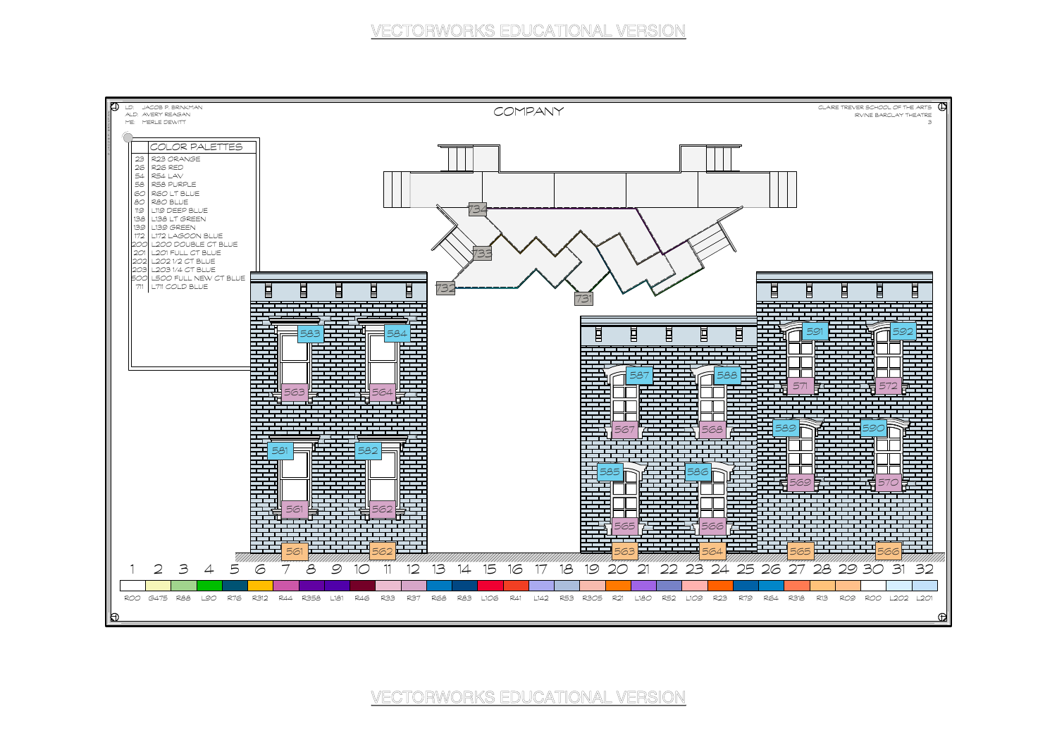LD: JACOB P. BRINKMAN
ALD: AVERY REAGAN
ME: MERLE DEWITT

# COMPANY

CLAIRE TREVER SCHOOL OF THE ARTS
IRVINE BARCLAY THEATRE

| COLOR PALETTES | |
|---|---|
| 23 | R23 ORANGE |
| 26 | R26 RED |
| 54 | R54 LAV |
| 58 | R58 PURPLE |
| 60 | R60 LT BLUE |
| 80 | R80 BLUE |
| 119 | L119 DEEP BLUE |
| 138 | L138 LT GREEN |
| 139 | L139 GREEN |
| 172 | L172 LAGOON BLUE |
| 200 | L200 DOUBLE CT BLUE |
| 201 | L201 FULL CT BLUE |
| 202 | L202 1/2 CT BLUE |
| 203 | L203 1/4 CT BLUE |
| 500 | L500 FULL NEW CT BLUE |
| 711 | L711 COLD BLUE |

734 733 732 731

583 584 563 564 581 582 561 562 561 562

587 588 567 568 585 586 565 566 563 564

591 592 571 572 589 590 569 570 565 566

| 1 | 2 | 3 | 4 | 5 | 6 | 7 | 8 | 9 | 10 | 11 | 12 | 13 | 14 | 15 | 16 | 17 | 18 | 19 | 20 | 21 | 22 | 23 | 24 | 25 | 26 | 27 | 28 | 29 | 30 | 31 | 32 |
|---|---|---|---|---|---|---|---|---|---|---|---|---|---|---|---|---|---|---|---|---|---|---|---|---|---|---|---|---|---|---|---|
| R00 | G475 | R88 | L90 | R76 | R312 | R44 | R358 | L181 | R46 | R33 | R37 | R68 | R83 | L106 | R41 | L142 | R53 | R305 | R21 | L180 | R52 | L109 | R23 | R79 | R64 | R318 | R13 | R09 | R00 | L202 | L201 |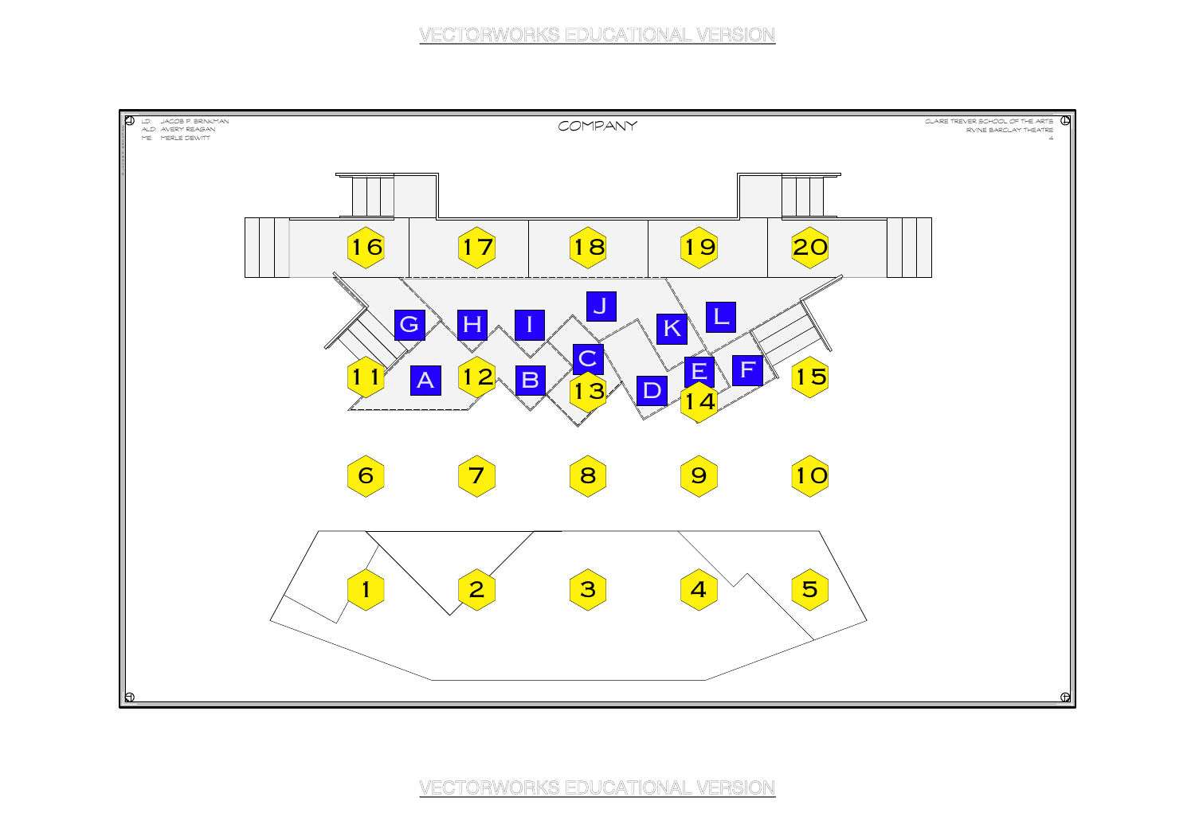LD: JACOB P. BRINKMAN
ALD: AVERY REAGAN
ME: MERLE DEWITT

# COMPANY

CLAIRE TREVER SCHOOL OF THE ARTS
IRVINE BARCLAY THEATRE
4

16 17 18 19 20

G H I J K L

11 A 12 B C 13 D E 14 F 15

6 7 8 9 10

1 2 3 4 5